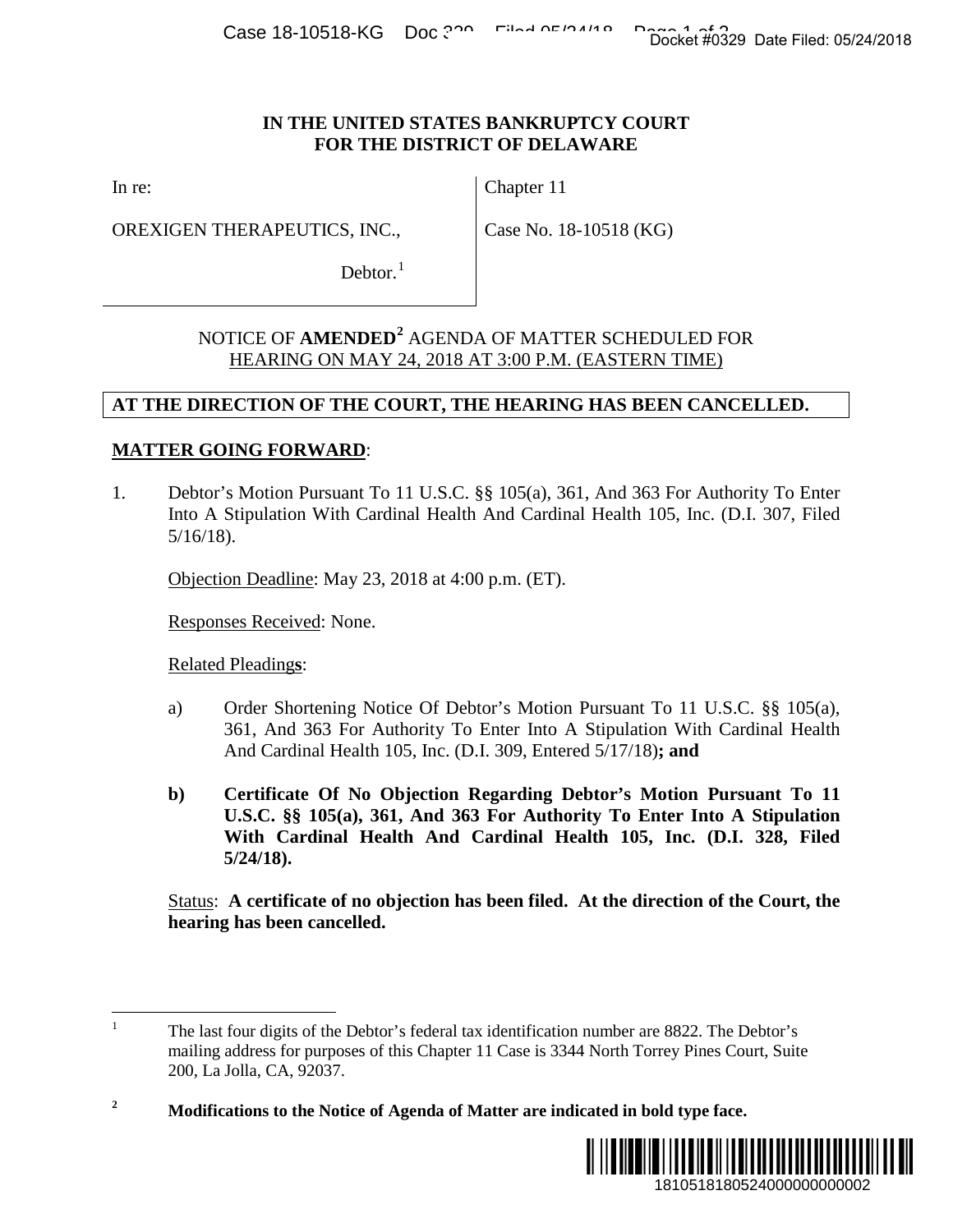**IN THE UNITED STATES BANKRUPTCY COURT**
**FOR THE DISTRICT OF DELAWARE**

| | |
|---|---|
| In re:<br><br>OREXIGEN THERAPEUTICS, INC.,<br><br>Debtor.[1] | Chapter 11<br><br>Case No. 18-10518 (KG) |

NOTICE OF **AMENDED[2]** AGENDA OF MATTER SCHEDULED FOR HEARING ON MAY 24, 2018 AT 3:00 P.M. (EASTERN TIME)

**AT THE DIRECTION OF THE COURT, THE HEARING HAS BEEN CANCELLED.**

**MATTER GOING FORWARD**:

1. Debtor's Motion Pursuant To 11 U.S.C. §§ 105(a), 361, And 363 For Authority To Enter Into A Stipulation With Cardinal Health And Cardinal Health 105, Inc. (D.I. 307, Filed 5/16/18).

   Objection Deadline: May 23, 2018 at 4:00 p.m. (ET).

   Responses Received: None.

   Related Pleading**s**:

   a) Order Shortening Notice Of Debtor's Motion Pursuant To 11 U.S.C. §§ 105(a), 361, And 363 For Authority To Enter Into A Stipulation With Cardinal Health And Cardinal Health 105, Inc. (D.I. 309, Entered 5/17/18)**; and**

   **b) Certificate Of No Objection Regarding Debtor's Motion Pursuant To 11 U.S.C. §§ 105(a), 361, And 363 For Authority To Enter Into A Stipulation With Cardinal Health And Cardinal Health 105, Inc. (D.I. 328, Filed 5/24/18).**

   Status: **A certificate of no objection has been filed. At the direction of the Court, the hearing has been cancelled.**

---

[1] The last four digits of the Debtor's federal tax identification number are 8822. The Debtor's mailing address for purposes of this Chapter 11 Case is 3344 North Torrey Pines Court, Suite 200, La Jolla, CA, 92037.

[2] **Modifications to the Notice of Agenda of Matter are indicated in bold type face.**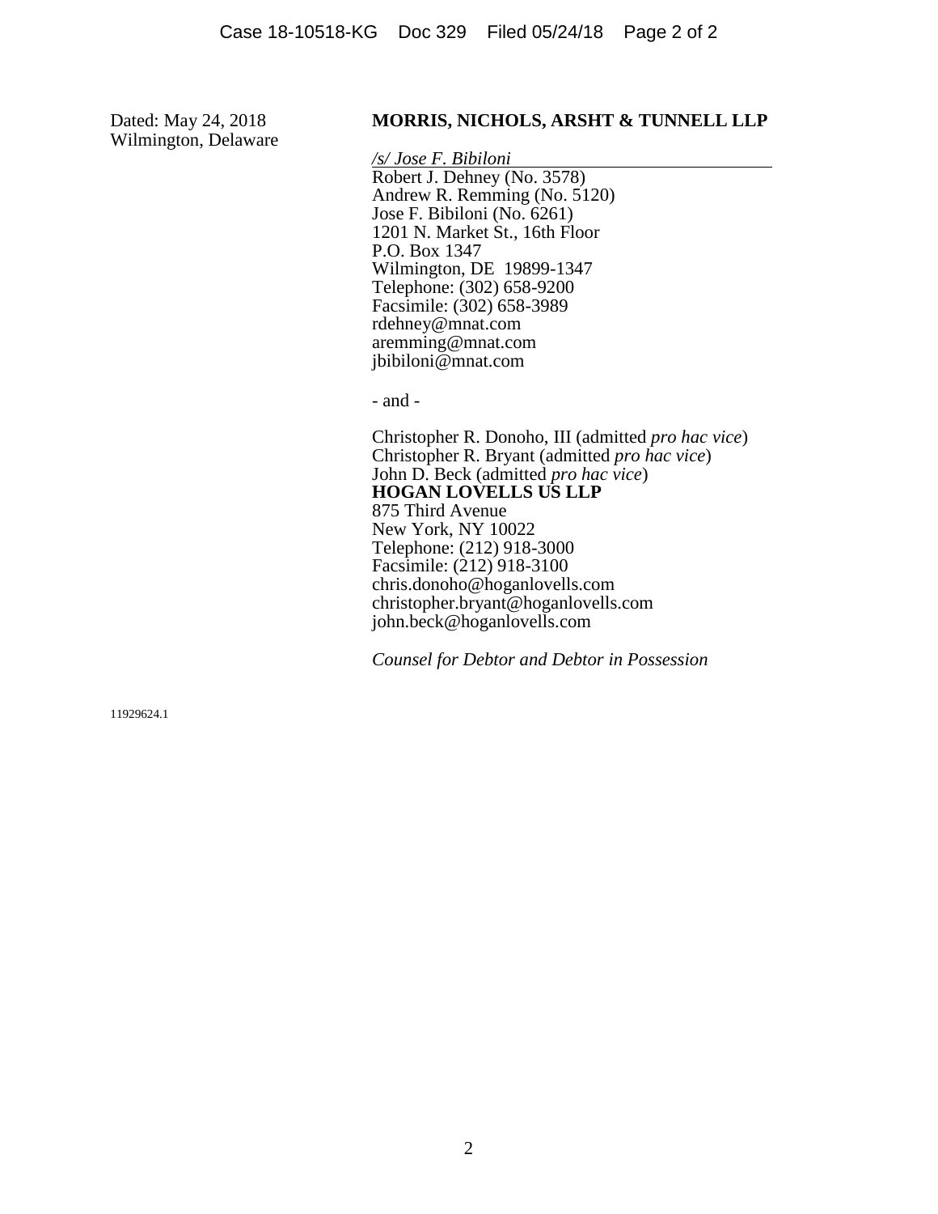Dated: May 24, 2018
Wilmington, Delaware

**MORRIS, NICHOLS, ARSHT & TUNNELL LLP**

*/s/ Jose F. Bibiloni*
Robert J. Dehney (No. 3578)
Andrew R. Remming (No. 5120)
Jose F. Bibiloni (No. 6261)
1201 N. Market St., 16th Floor
P.O. Box 1347
Wilmington, DE 19899-1347
Telephone: (302) 658-9200
Facsimile: (302) 658-3989
rdehney@mnat.com
aremming@mnat.com
jbibiloni@mnat.com

- and -

Christopher R. Donoho, III (admitted *pro hac vice*)
Christopher R. Bryant (admitted *pro hac vice*)
John D. Beck (admitted *pro hac vice*)
**HOGAN LOVELLS US LLP**
875 Third Avenue
New York, NY 10022
Telephone: (212) 918-3000
Facsimile: (212) 918-3100
chris.donoho@hoganlovells.com
christopher.bryant@hoganlovells.com
john.beck@hoganlovells.com

*Counsel for Debtor and Debtor in Possession*

11929624.1